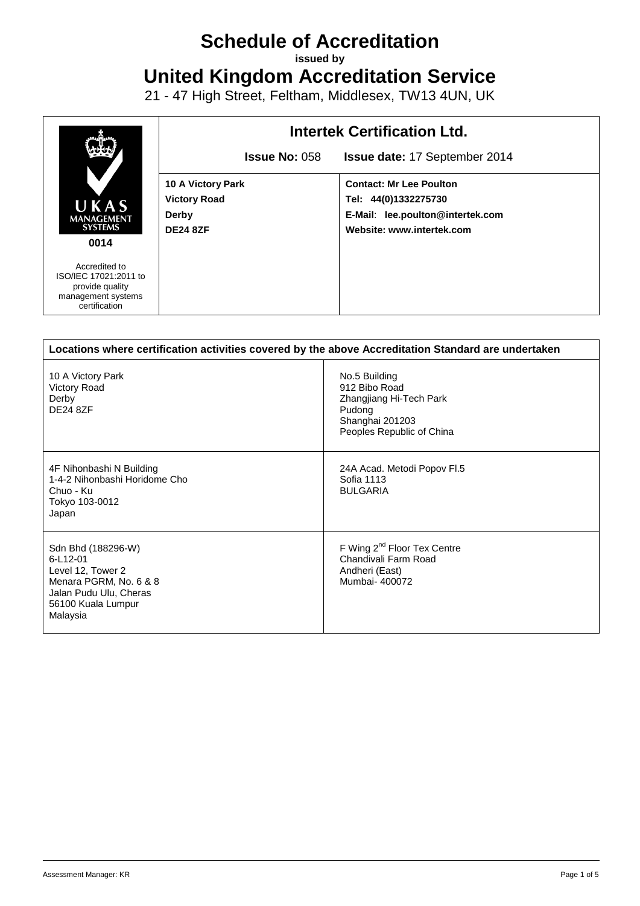# Schedule of Accreditation

**issued by**

# United Kingdom Accreditation Service

21 - 47 High Street, Feltham, Middlesex, TW13 4UN, UK

| UKAS MANAGEMENT SYSTEMS 0014 | **Intertek Certification Ltd.** | |
|---|---|---|
| | **Issue No:** 058 | **Issue date:** 17 September 2014 |
| Accredited to ISO/IEC 17021:2011 to provide quality management systems certification | **10 A Victory Park**<br>**Victory Road**<br>**Derby**<br>**DE24 8ZF** | **Contact: Mr Lee Poulton**<br>**Tel: 44(0)1332275730**<br>**E-Mail: lee.poulton@intertek.com**<br>**Website: www.intertek.com** |

| **Locations where certification activities covered by the above Accreditation Standard are undertaken** | |
|---|---|
| 10 A Victory Park<br>Victory Road<br>Derby<br>DE24 8ZF | No.5 Building<br>912 Bibo Road<br>Zhangjiang Hi-Tech Park<br>Pudong<br>Shanghai 201203<br>Peoples Republic of China |
| 4F Nihonbashi N Building<br>1-4-2 Nihonbashi Horidome Cho<br>Chuo - Ku<br>Tokyo 103-0012<br>Japan | 24A Acad. Metodi Popov Fl.5<br>Sofia 1113<br>BULGARIA |
| Sdn Bhd (188296-W)<br>6-L12-01<br>Level 12, Tower 2<br>Menara PGRM, No. 6 & 8<br>Jalan Pudu Ulu, Cheras<br>56100 Kuala Lumpur<br>Malaysia | F Wing 2nd Floor Tex Centre<br>Chandivali Farm Road<br>Andheri (East)<br>Mumbai- 400072 |

Assessment Manager: KR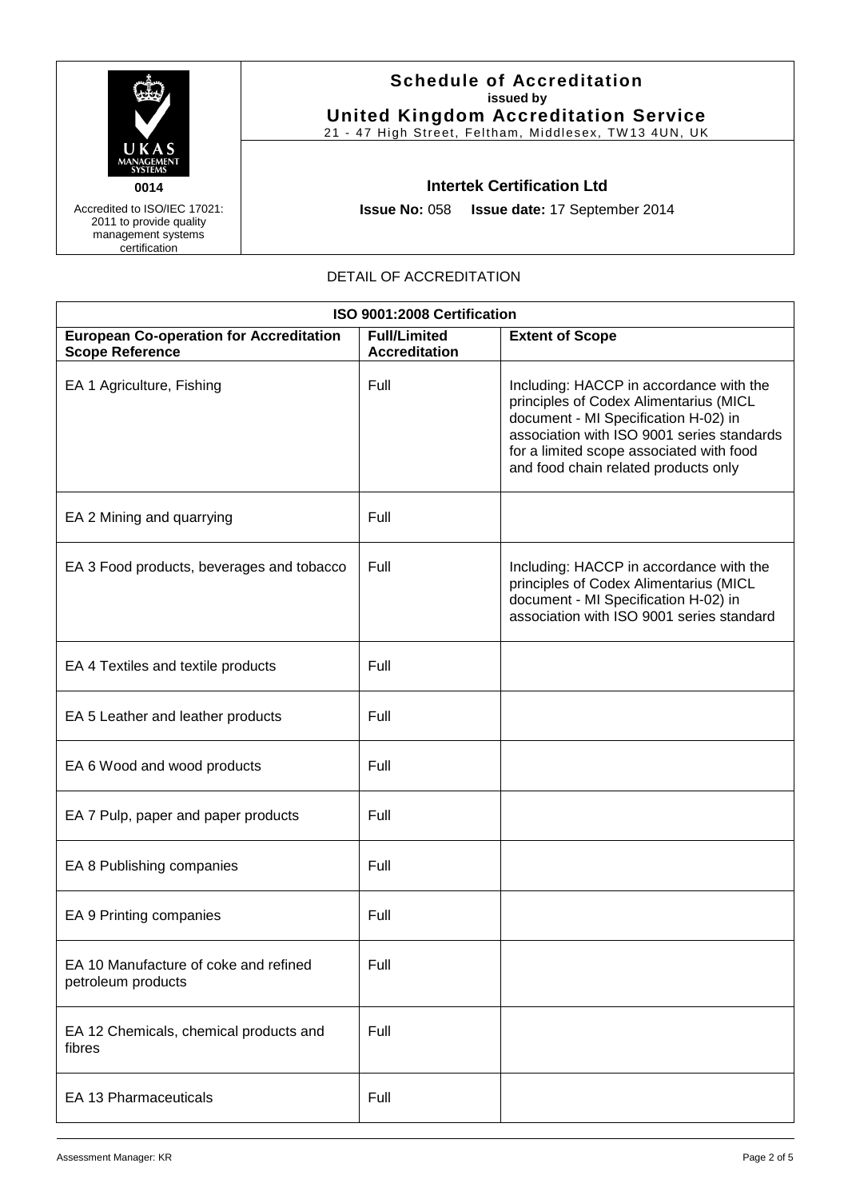**Schedule of Accreditation**
**issued by**
**United Kingdom Accreditation Service**
21 - 47 High Street, Feltham, Middlesex, TW13 4UN, UK

UKAS MANAGEMENT SYSTEMS
**0014**
Accredited to ISO/IEC 17021: 2011 to provide quality management systems certification

**Intertek Certification Ltd**

**Issue No:** 058 **Issue date:** 17 September 2014

DETAIL OF ACCREDITATION

| ISO 9001:2008 Certification | | |
|---|---|---|
| **European Co-operation for Accreditation Scope Reference** | **Full/Limited Accreditation** | **Extent of Scope** |
| EA 1 Agriculture, Fishing | Full | Including: HACCP in accordance with the principles of Codex Alimentarius (MICL document - MI Specification H-02) in association with ISO 9001 series standards for a limited scope associated with food and food chain related products only |
| EA 2 Mining and quarrying | Full | |
| EA 3 Food products, beverages and tobacco | Full | Including: HACCP in accordance with the principles of Codex Alimentarius (MICL document - MI Specification H-02) in association with ISO 9001 series standard |
| EA 4 Textiles and textile products | Full | |
| EA 5 Leather and leather products | Full | |
| EA 6 Wood and wood products | Full | |
| EA 7 Pulp, paper and paper products | Full | |
| EA 8 Publishing companies | Full | |
| EA 9 Printing companies | Full | |
| EA 10 Manufacture of coke and refined petroleum products | Full | |
| EA 12 Chemicals, chemical products and fibres | Full | |
| EA 13 Pharmaceuticals | Full | |

Assessment Manager: KR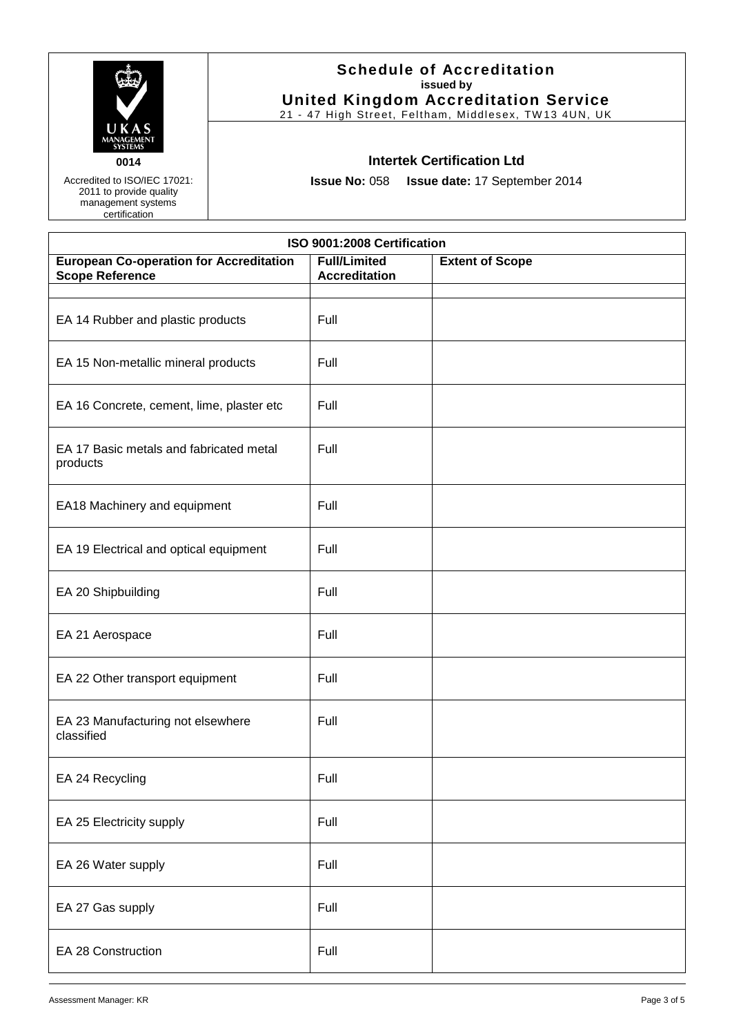**Schedule of Accreditation**
**issued by**
**United Kingdom Accreditation Service**
21 - 47 High Street, Feltham, Middlesex, TW13 4UN, UK

UKAS MANAGEMENT SYSTEMS
**0014**
Accredited to ISO/IEC 17021: 2011 to provide quality management systems certification

**Intertek Certification Ltd**

**Issue No:** 058 **Issue date:** 17 September 2014

| ISO 9001:2008 Certification | | |
|---|---|---|
| **European Co-operation for Accreditation Scope Reference** | **Full/Limited Accreditation** | **Extent of Scope** |
| | | |
| EA 14 Rubber and plastic products | Full | |
| EA 15 Non-metallic mineral products | Full | |
| EA 16 Concrete, cement, lime, plaster etc | Full | |
| EA 17 Basic metals and fabricated metal products | Full | |
| EA18 Machinery and equipment | Full | |
| EA 19 Electrical and optical equipment | Full | |
| EA 20 Shipbuilding | Full | |
| EA 21 Aerospace | Full | |
| EA 22 Other transport equipment | Full | |
| EA 23 Manufacturing not elsewhere classified | Full | |
| EA 24 Recycling | Full | |
| EA 25 Electricity supply | Full | |
| EA 26 Water supply | Full | |
| EA 27 Gas supply | Full | |
| EA 28 Construction | Full | |

Assessment Manager: KR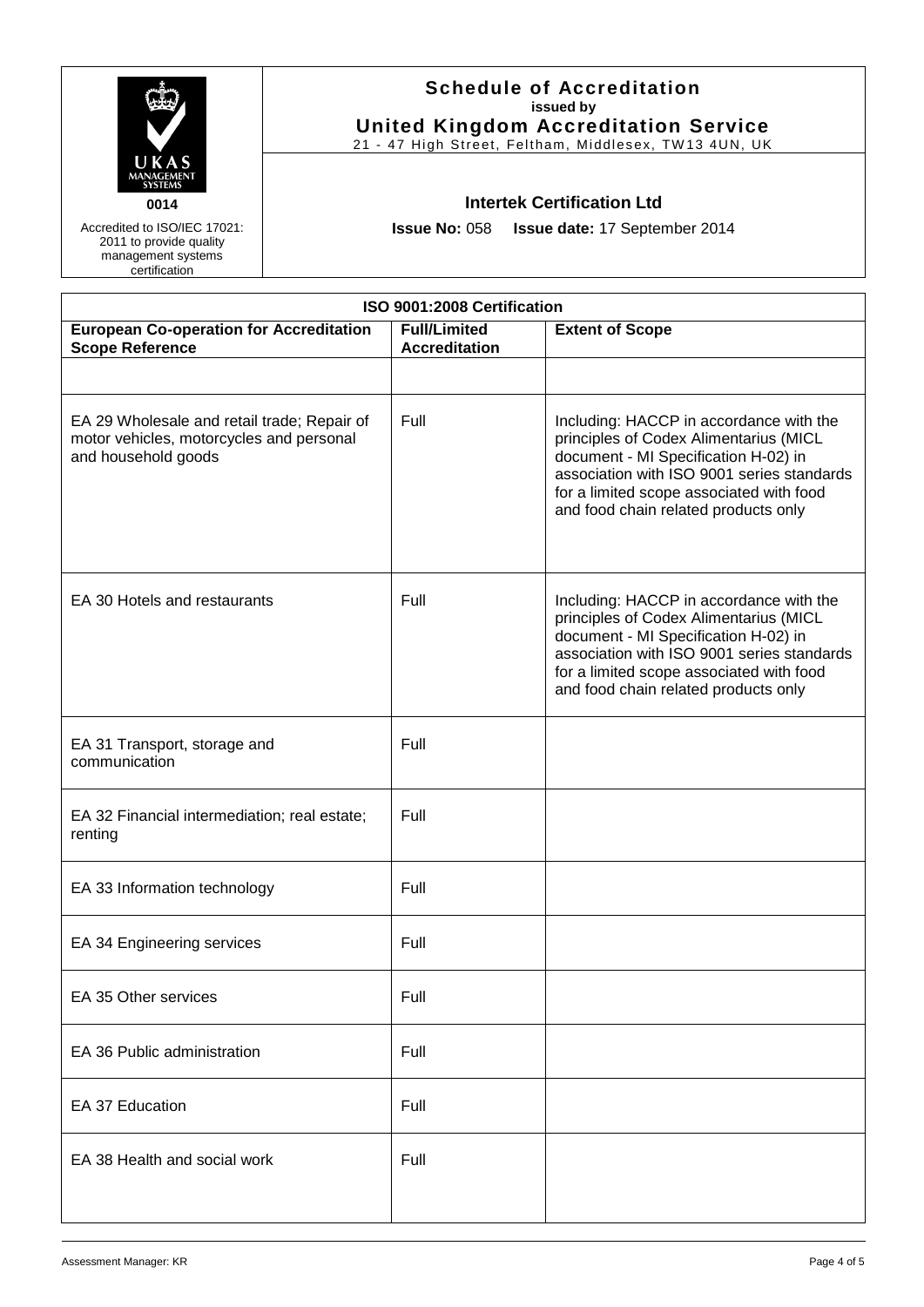**Schedule of Accreditation**
**issued by**
**United Kingdom Accreditation Service**
21 - 47 High Street, Feltham, Middlesex, TW13 4UN, UK

UKAS MANAGEMENT SYSTEMS
**0014**

Accredited to ISO/IEC 17021: 2011 to provide quality management systems certification

**Intertek Certification Ltd**

**Issue No:** 058 **Issue date:** 17 September 2014

| ISO 9001:2008 Certification | | |
|---|---|---|
| **European Co-operation for Accreditation Scope Reference** | **Full/Limited Accreditation** | **Extent of Scope** |
| | | |
| EA 29 Wholesale and retail trade; Repair of motor vehicles, motorcycles and personal and household goods | Full | Including: HACCP in accordance with the principles of Codex Alimentarius (MICL document - MI Specification H-02) in association with ISO 9001 series standards for a limited scope associated with food and food chain related products only |
| EA 30 Hotels and restaurants | Full | Including: HACCP in accordance with the principles of Codex Alimentarius (MICL document - MI Specification H-02) in association with ISO 9001 series standards for a limited scope associated with food and food chain related products only |
| EA 31 Transport, storage and communication | Full | |
| EA 32 Financial intermediation; real estate; renting | Full | |
| EA 33 Information technology | Full | |
| EA 34 Engineering services | Full | |
| EA 35 Other services | Full | |
| EA 36 Public administration | Full | |
| EA 37 Education | Full | |
| EA 38 Health and social work | Full | |

Assessment Manager: KR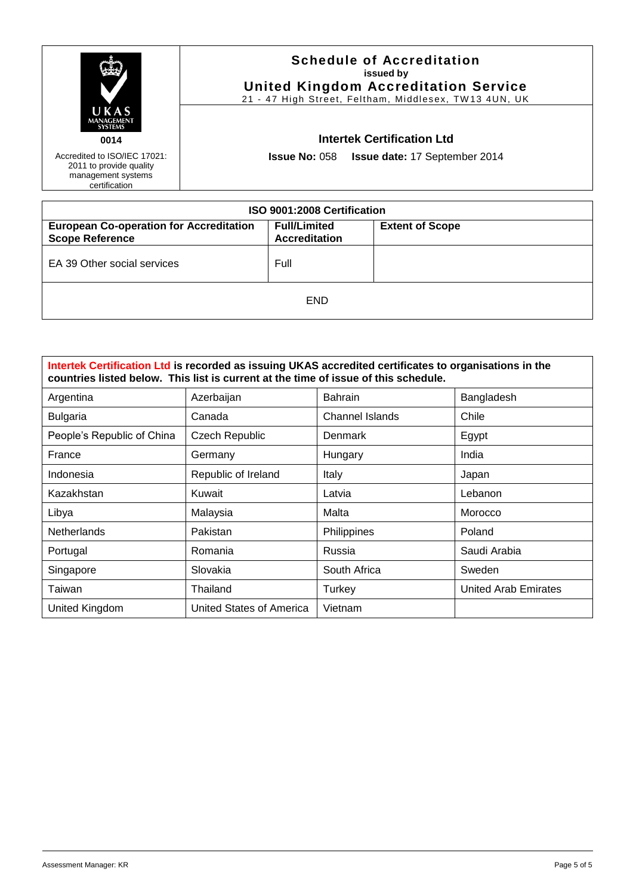UKAS MANAGEMENT SYSTEMS

0014

Accredited to ISO/IEC 17021: 2011 to provide quality management systems certification

# Schedule of Accreditation

issued by

## United Kingdom Accreditation Service

21 - 47 High Street, Feltham, Middlesex, TW13 4UN, UK

## Intertek Certification Ltd

**Issue No:** 058 **Issue date:** 17 September 2014

| ISO 9001:2008 Certification | | |
|---|---|---|
| **European Co-operation for Accreditation Scope Reference** | **Full/Limited Accreditation** | **Extent of Scope** |
| EA 39 Other social services | Full | |
| END | | |

**Intertek Certification Ltd is recorded as issuing UKAS accredited certificates to organisations in the countries listed below. This list is current at the time of issue of this schedule.**

| | | | |
|---|---|---|---|
| Argentina | Azerbaijan | Bahrain | Bangladesh |
| Bulgaria | Canada | Channel Islands | Chile |
| People's Republic of China | Czech Republic | Denmark | Egypt |
| France | Germany | Hungary | India |
| Indonesia | Republic of Ireland | Italy | Japan |
| Kazakhstan | Kuwait | Latvia | Lebanon |
| Libya | Malaysia | Malta | Morocco |
| Netherlands | Pakistan | Philippines | Poland |
| Portugal | Romania | Russia | Saudi Arabia |
| Singapore | Slovakia | South Africa | Sweden |
| Taiwan | Thailand | Turkey | United Arab Emirates |
| United Kingdom | United States of America | Vietnam | |

Assessment Manager: KR